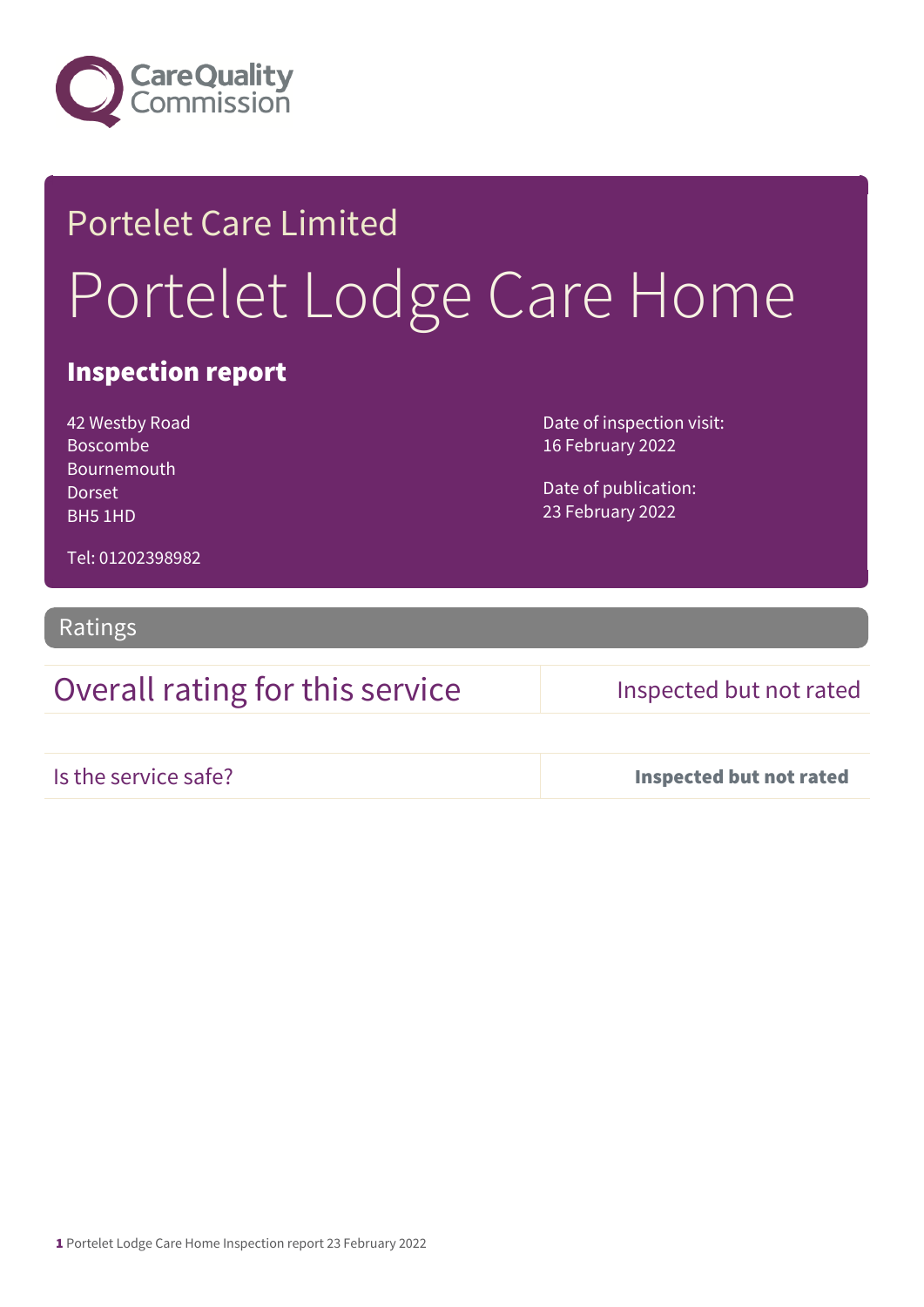Care Quality Commission

# Portelet Care Limited

# Portelet Lodge Care Home

## Inspection report

42 Westby Road
Boscombe
Bournemouth
Dorset
BH5 1HD

Tel: 01202398982

Date of inspection visit:
16 February 2022

Date of publication:
23 February 2022

## Ratings

| Overall rating for this service | Inspected but not rated |
|---|---|
| Is the service safe? | **Inspected but not rated** |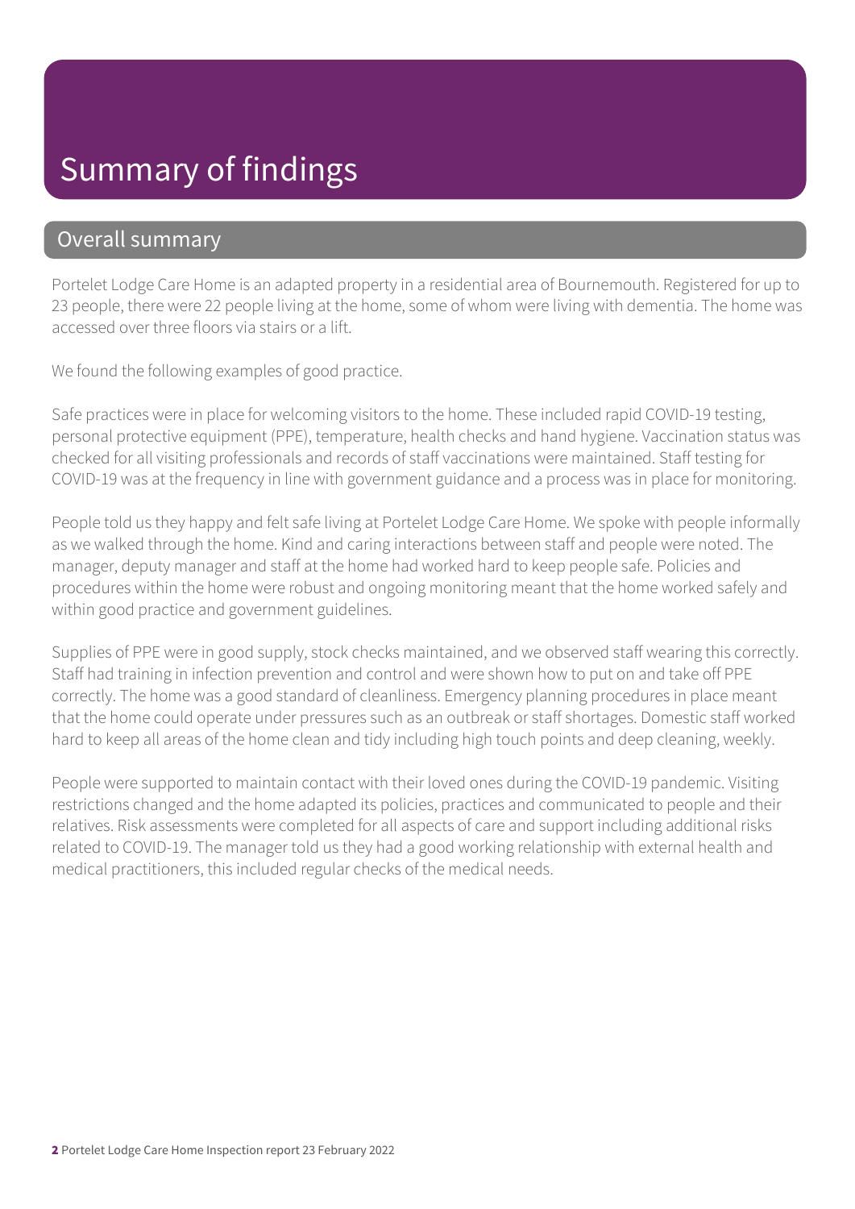# Summary of findings

## Overall summary

Portelet Lodge Care Home is an adapted property in a residential area of Bournemouth. Registered for up to 23 people, there were 22 people living at the home, some of whom were living with dementia. The home was accessed over three floors via stairs or a lift.

We found the following examples of good practice.

Safe practices were in place for welcoming visitors to the home. These included rapid COVID-19 testing, personal protective equipment (PPE), temperature, health checks and hand hygiene. Vaccination status was checked for all visiting professionals and records of staff vaccinations were maintained. Staff testing for COVID-19 was at the frequency in line with government guidance and a process was in place for monitoring.

People told us they happy and felt safe living at Portelet Lodge Care Home. We spoke with people informally as we walked through the home. Kind and caring interactions between staff and people were noted. The manager, deputy manager and staff at the home had worked hard to keep people safe. Policies and procedures within the home were robust and ongoing monitoring meant that the home worked safely and within good practice and government guidelines.

Supplies of PPE were in good supply, stock checks maintained, and we observed staff wearing this correctly. Staff had training in infection prevention and control and were shown how to put on and take off PPE correctly. The home was a good standard of cleanliness. Emergency planning procedures in place meant that the home could operate under pressures such as an outbreak or staff shortages. Domestic staff worked hard to keep all areas of the home clean and tidy including high touch points and deep cleaning, weekly.

People were supported to maintain contact with their loved ones during the COVID-19 pandemic. Visiting restrictions changed and the home adapted its policies, practices and communicated to people and their relatives. Risk assessments were completed for all aspects of care and support including additional risks related to COVID-19. The manager told us they had a good working relationship with external health and medical practitioners, this included regular checks of the medical needs.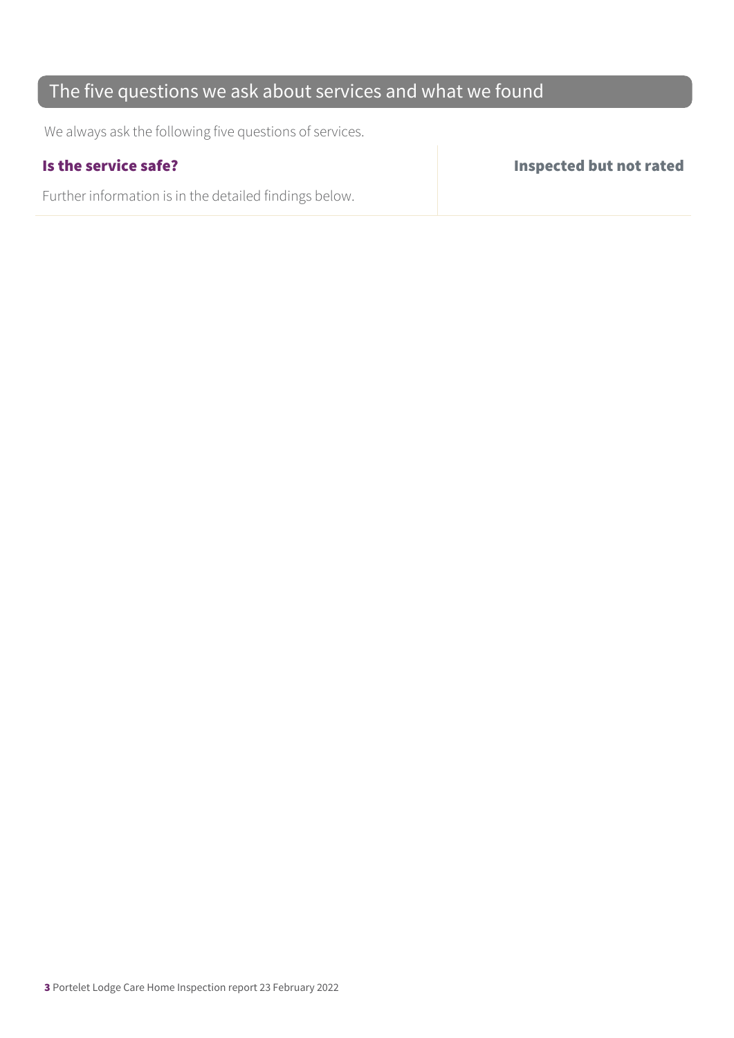## The five questions we ask about services and what we found

We always ask the following five questions of services.

| **Is the service safe?** | **Inspected but not rated** |
|---|---|
| Further information is in the detailed findings below. | |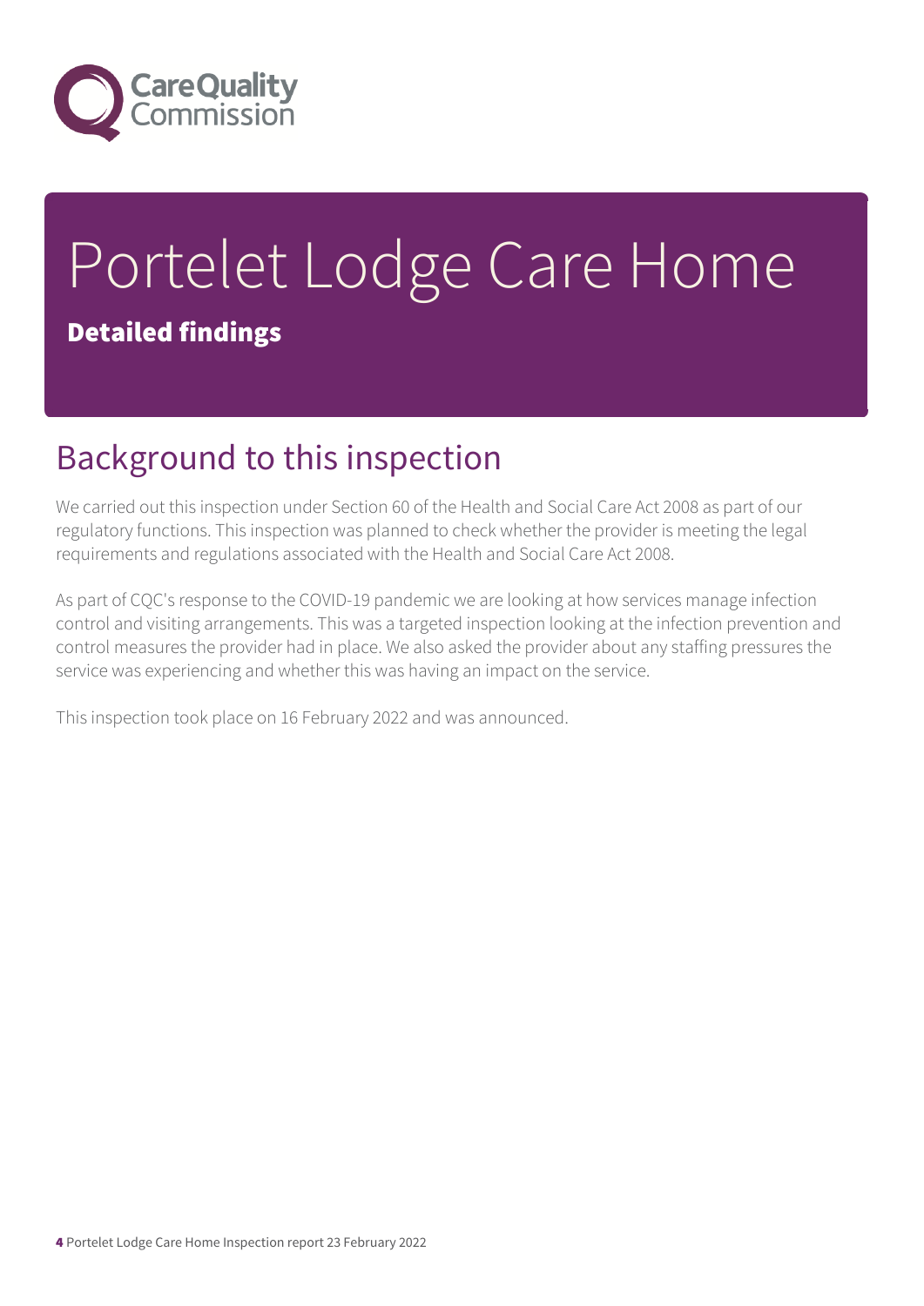# Portelet Lodge Care Home

**Detailed findings**

## Background to this inspection

We carried out this inspection under Section 60 of the Health and Social Care Act 2008 as part of our regulatory functions. This inspection was planned to check whether the provider is meeting the legal requirements and regulations associated with the Health and Social Care Act 2008.

As part of CQC's response to the COVID-19 pandemic we are looking at how services manage infection control and visiting arrangements. This was a targeted inspection looking at the infection prevention and control measures the provider had in place. We also asked the provider about any staffing pressures the service was experiencing and whether this was having an impact on the service.

This inspection took place on 16 February 2022 and was announced.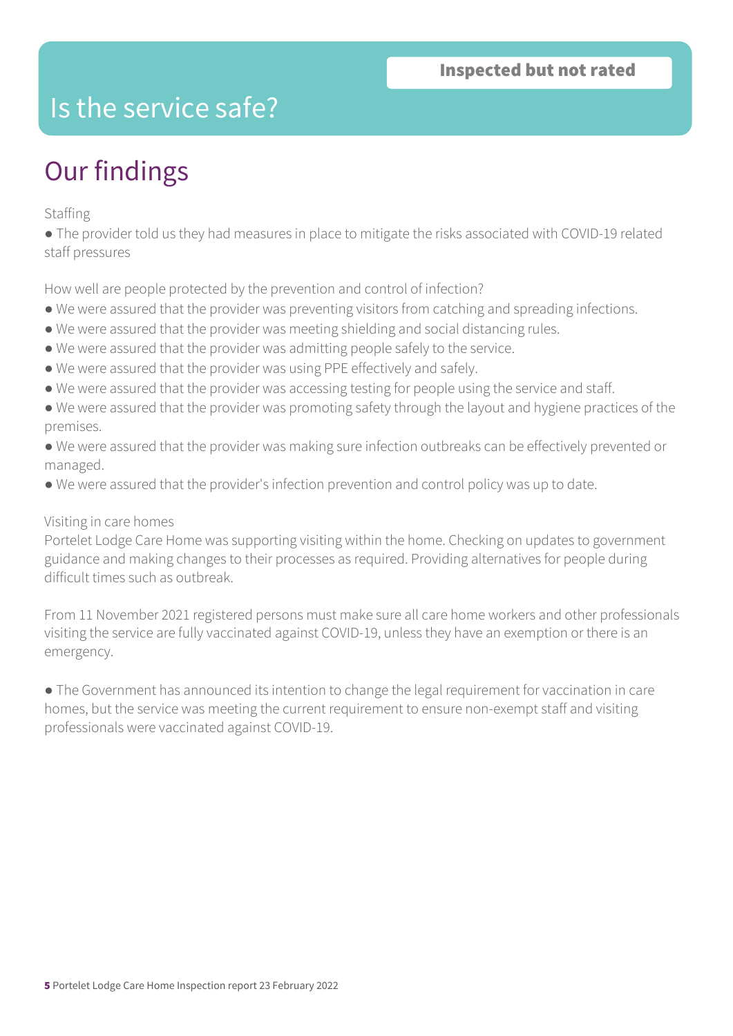Inspected but not rated

# Is the service safe?

## Our findings

Staffing

- The provider told us they had measures in place to mitigate the risks associated with COVID-19 related staff pressures

How well are people protected by the prevention and control of infection?

- We were assured that the provider was preventing visitors from catching and spreading infections.
- We were assured that the provider was meeting shielding and social distancing rules.
- We were assured that the provider was admitting people safely to the service.
- We were assured that the provider was using PPE effectively and safely.
- We were assured that the provider was accessing testing for people using the service and staff.
- We were assured that the provider was promoting safety through the layout and hygiene practices of the premises.
- We were assured that the provider was making sure infection outbreaks can be effectively prevented or managed.
- We were assured that the provider's infection prevention and control policy was up to date.

Visiting in care homes

Portelet Lodge Care Home was supporting visiting within the home. Checking on updates to government guidance and making changes to their processes as required. Providing alternatives for people during difficult times such as outbreak.

From 11 November 2021 registered persons must make sure all care home workers and other professionals visiting the service are fully vaccinated against COVID-19, unless they have an exemption or there is an emergency.

- The Government has announced its intention to change the legal requirement for vaccination in care homes, but the service was meeting the current requirement to ensure non-exempt staff and visiting professionals were vaccinated against COVID-19.